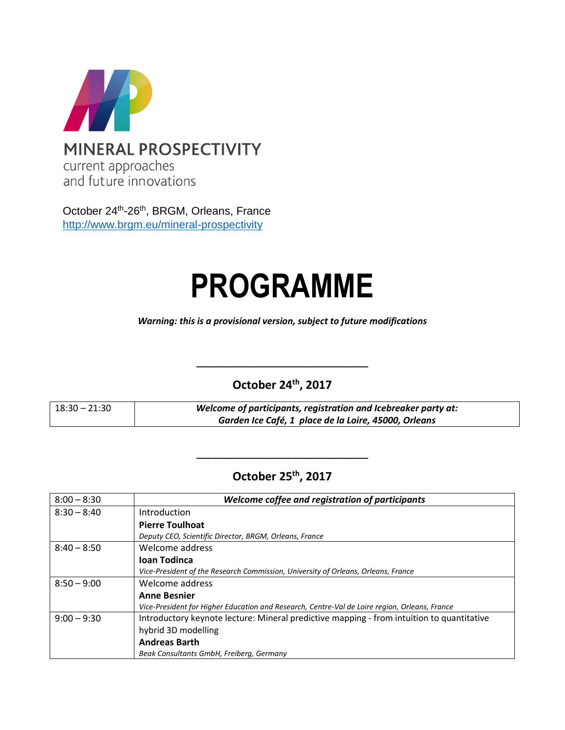**MINERAL PROSPECTIVITY**
current approaches
and future innovations

October 24th-26th, BRGM, Orleans, France
http://www.brgm.eu/mineral-prospectivity

# PROGRAMME

***Warning: this is a provisional version, subject to future modifications***

---

## October 24th, 2017

| | |
|---|---|
| 18:30 – 21:30 | ***Welcome of participants, registration and Icebreaker party at: Garden Ice Café, 1 place de la Loire, 45000, Orleans*** |

---

## October 25th, 2017

| | |
|---|---|
| 8:00 – 8:30 | ***Welcome coffee and registration of participants*** |
| 8:30 – 8:40 | Introduction<br>**Pierre Toulhoat**<br>*Deputy CEO, Scientific Director, BRGM, Orleans, France* |
| 8:40 – 8:50 | Welcome address<br>**Ioan Todinca**<br>*Vice-President of the Research Commission, University of Orleans, Orleans, France* |
| 8:50 – 9:00 | Welcome address<br>**Anne Besnier**<br>*Vice-President for Higher Education and Research, Centre-Val de Loire region, Orleans, France* |
| 9:00 – 9:30 | Introductory keynote lecture: Mineral predictive mapping - from intuition to quantitative hybrid 3D modelling<br>**Andreas Barth**<br>*Beak Consultants GmbH, Freiberg, Germany* |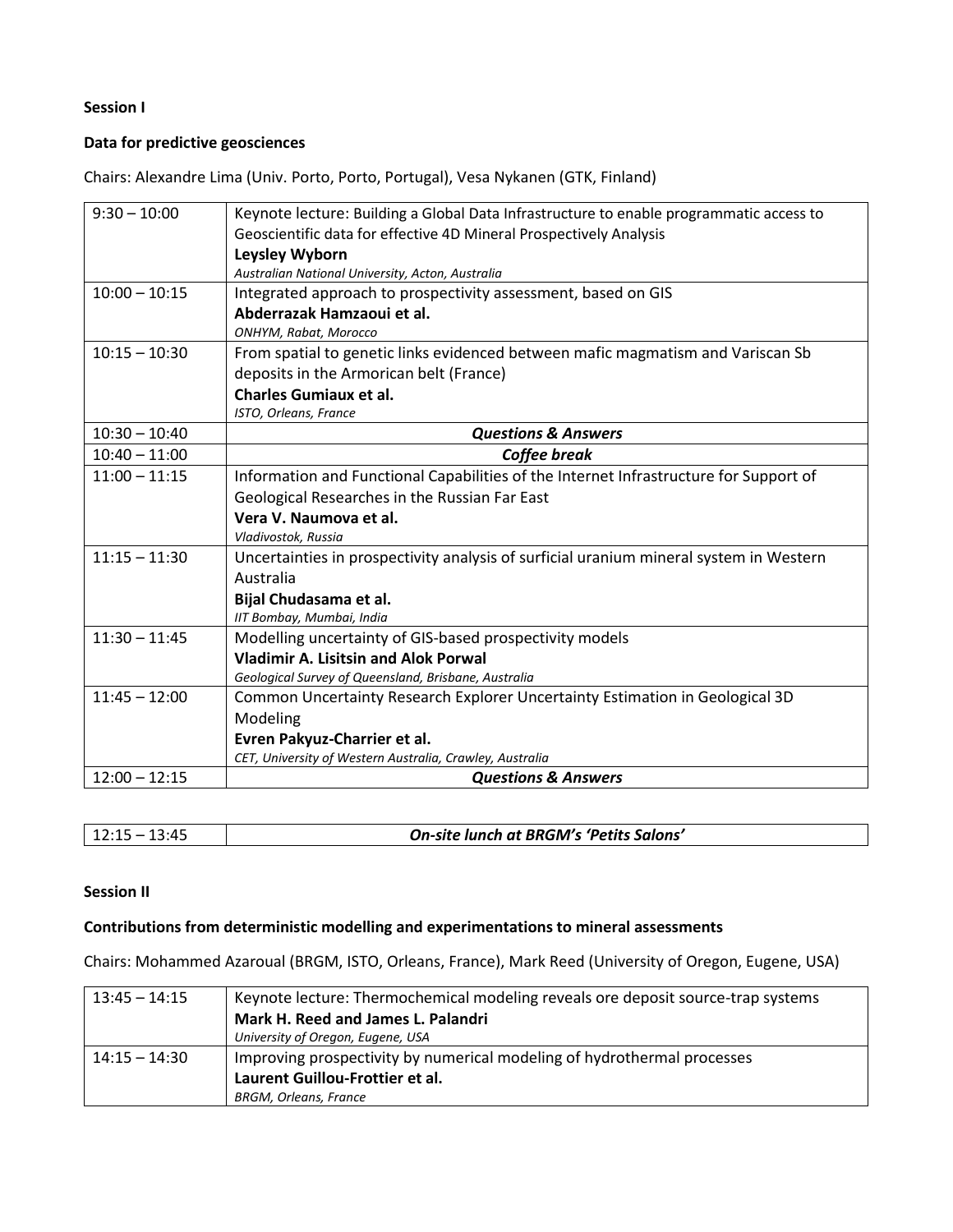**Session I**

**Data for predictive geosciences**

Chairs: Alexandre Lima (Univ. Porto, Porto, Portugal), Vesa Nykanen (GTK, Finland)

| | |
|---|---|
| 9:30 – 10:00 | Keynote lecture: Building a Global Data Infrastructure to enable programmatic access to Geoscientific data for effective 4D Mineral Prospectively Analysis<br>**Leysley Wyborn**<br>*Australian National University, Acton, Australia* |
| 10:00 – 10:15 | Integrated approach to prospectivity assessment, based on GIS<br>**Abderrazak Hamzaoui et al.**<br>*ONHYM, Rabat, Morocco* |
| 10:15 – 10:30 | From spatial to genetic links evidenced between mafic magmatism and Variscan Sb deposits in the Armorican belt (France)<br>**Charles Gumiaux et al.**<br>*ISTO, Orleans, France* |
| 10:30 – 10:40 | ***Questions & Answers*** |
| 10:40 – 11:00 | ***Coffee break*** |
| 11:00 – 11:15 | Information and Functional Capabilities of the Internet Infrastructure for Support of Geological Researches in the Russian Far East<br>**Vera V. Naumova et al.**<br>*Vladivostok, Russia* |
| 11:15 – 11:30 | Uncertainties in prospectivity analysis of surficial uranium mineral system in Western Australia<br>**Bijal Chudasama et al.**<br>*IIT Bombay, Mumbai, India* |
| 11:30 – 11:45 | Modelling uncertainty of GIS-based prospectivity models<br>**Vladimir A. Lisitsin and Alok Porwal**<br>*Geological Survey of Queensland, Brisbane, Australia* |
| 11:45 – 12:00 | Common Uncertainty Research Explorer Uncertainty Estimation in Geological 3D Modeling<br>**Evren Pakyuz-Charrier et al.**<br>*CET, University of Western Australia, Crawley, Australia* |
| 12:00 – 12:15 | ***Questions & Answers*** |

| | |
|---|---|
| 12:15 – 13:45 | ***On-site lunch at BRGM's 'Petits Salons'*** |

**Session II**

**Contributions from deterministic modelling and experimentations to mineral assessments**

Chairs: Mohammed Azaroual (BRGM, ISTO, Orleans, France), Mark Reed (University of Oregon, Eugene, USA)

| | |
|---|---|
| 13:45 – 14:15 | Keynote lecture: Thermochemical modeling reveals ore deposit source-trap systems<br>**Mark H. Reed and James L. Palandri**<br>*University of Oregon, Eugene, USA* |
| 14:15 – 14:30 | Improving prospectivity by numerical modeling of hydrothermal processes<br>**Laurent Guillou-Frottier et al.**<br>*BRGM, Orleans, France* |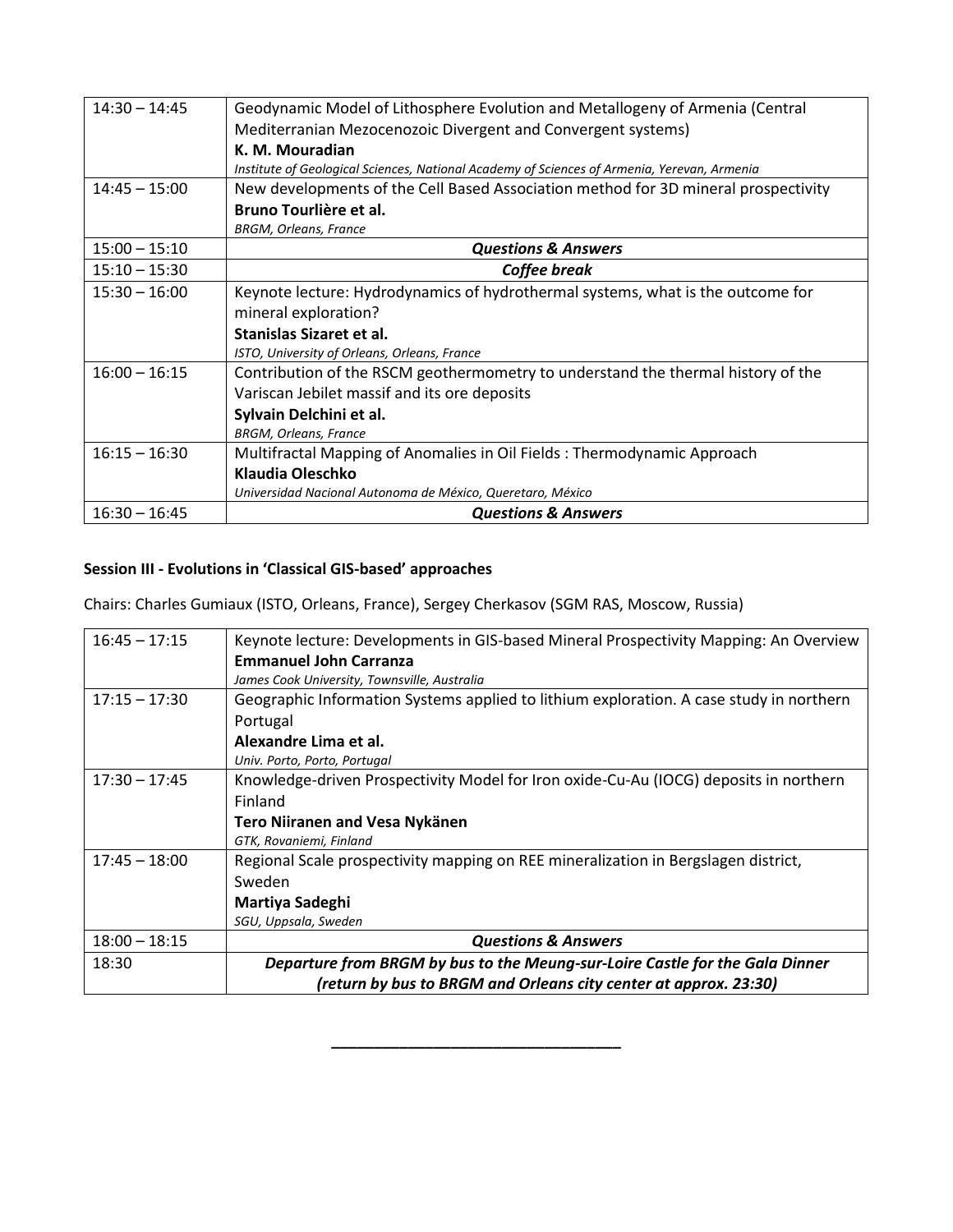| | |
|---|---|
| 14:30 – 14:45 | Geodynamic Model of Lithosphere Evolution and Metallogeny of Armenia (Central Mediterranian Mezocenozoic Divergent and Convergent systems)<br>**K. M. Mouradian**<br>*Institute of Geological Sciences, National Academy of Sciences of Armenia, Yerevan, Armenia* |
| 14:45 – 15:00 | New developments of the Cell Based Association method for 3D mineral prospectivity<br>**Bruno Tourlière et al.**<br>*BRGM, Orleans, France* |
| 15:00 – 15:10 | ***Questions & Answers*** |
| 15:10 – 15:30 | ***Coffee break*** |
| 15:30 – 16:00 | Keynote lecture: Hydrodynamics of hydrothermal systems, what is the outcome for mineral exploration?<br>**Stanislas Sizaret et al.**<br>*ISTO, University of Orleans, Orleans, France* |
| 16:00 – 16:15 | Contribution of the RSCM geothermometry to understand the thermal history of the Variscan Jebilet massif and its ore deposits<br>**Sylvain Delchini et al.**<br>*BRGM, Orleans, France* |
| 16:15 – 16:30 | Multifractal Mapping of Anomalies in Oil Fields : Thermodynamic Approach<br>**Klaudia Oleschko**<br>*Universidad Nacional Autonoma de México, Queretaro, México* |
| 16:30 – 16:45 | ***Questions & Answers*** |

**Session III - Evolutions in 'Classical GIS-based' approaches**

Chairs: Charles Gumiaux (ISTO, Orleans, France), Sergey Cherkasov (SGM RAS, Moscow, Russia)

| | |
|---|---|
| 16:45 – 17:15 | Keynote lecture: Developments in GIS-based Mineral Prospectivity Mapping: An Overview<br>**Emmanuel John Carranza**<br>*James Cook University, Townsville, Australia* |
| 17:15 – 17:30 | Geographic Information Systems applied to lithium exploration. A case study in northern Portugal<br>**Alexandre Lima et al.**<br>*Univ. Porto, Porto, Portugal* |
| 17:30 – 17:45 | Knowledge-driven Prospectivity Model for Iron oxide-Cu-Au (IOCG) deposits in northern Finland<br>**Tero Niiranen and Vesa Nykänen**<br>*GTK, Rovaniemi, Finland* |
| 17:45 – 18:00 | Regional Scale prospectivity mapping on REE mineralization in Bergslagen district, Sweden<br>**Martiya Sadeghi**<br>*SGU, Uppsala, Sweden* |
| 18:00 – 18:15 | ***Questions & Answers*** |
| 18:30 | ***Departure from BRGM by bus to the Meung-sur-Loire Castle for the Gala Dinner (return by bus to BRGM and Orleans city center at approx. 23:30)*** |

---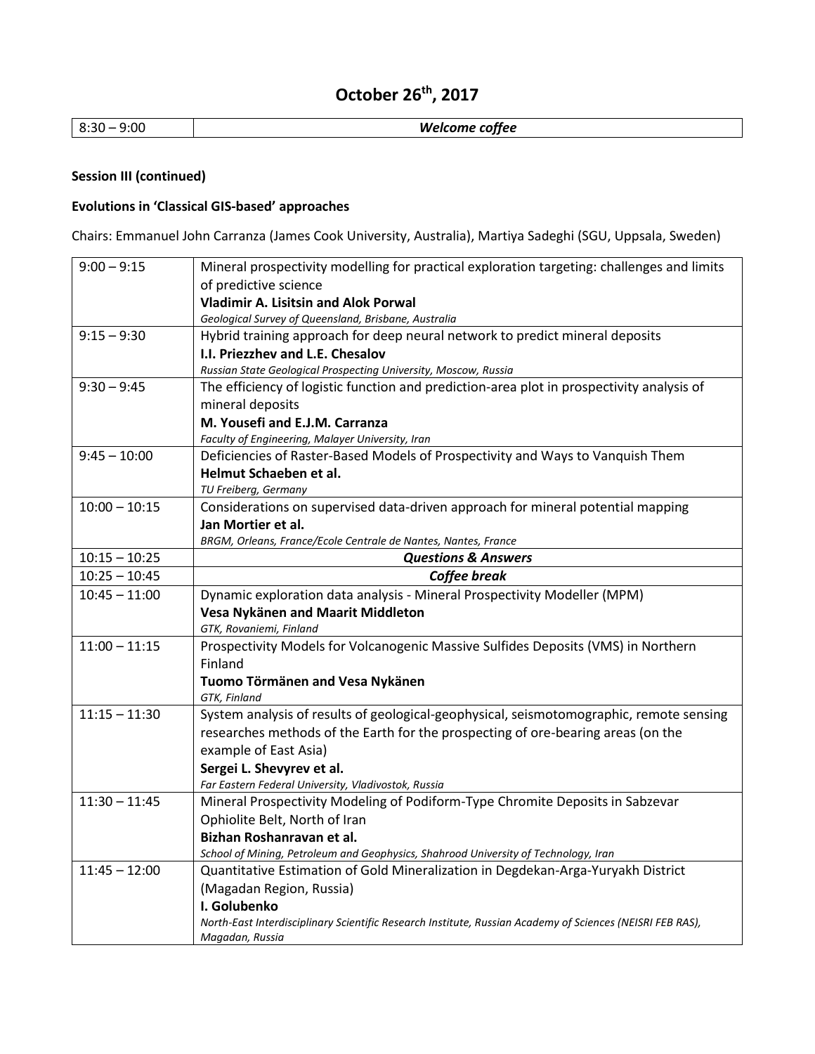# October 26$^{th}$, 2017

| 8:30 – 9:00 | ***Welcome coffee*** |
|---|---|

**Session III (continued)**

**Evolutions in 'Classical GIS-based' approaches**

Chairs: Emmanuel John Carranza (James Cook University, Australia), Martiya Sadeghi (SGU, Uppsala, Sweden)

| Time | Presentation |
|---|---|
| 9:00 – 9:15 | Mineral prospectivity modelling for practical exploration targeting: challenges and limits of predictive science<br>**Vladimir A. Lisitsin and Alok Porwal**<br>*Geological Survey of Queensland, Brisbane, Australia* |
| 9:15 – 9:30 | Hybrid training approach for deep neural network to predict mineral deposits<br>**I.I. Priezzhev and L.E. Chesalov**<br>*Russian State Geological Prospecting University, Moscow, Russia* |
| 9:30 – 9:45 | The efficiency of logistic function and prediction-area plot in prospectivity analysis of mineral deposits<br>**M. Yousefi and E.J.M. Carranza**<br>*Faculty of Engineering, Malayer University, Iran* |
| 9:45 – 10:00 | Deficiencies of Raster-Based Models of Prospectivity and Ways to Vanquish Them<br>**Helmut Schaeben et al.**<br>*TU Freiberg, Germany* |
| 10:00 – 10:15 | Considerations on supervised data-driven approach for mineral potential mapping<br>**Jan Mortier et al.**<br>*BRGM, Orleans, France/Ecole Centrale de Nantes, Nantes, France* |
| 10:15 – 10:25 | ***Questions & Answers*** |
| 10:25 – 10:45 | ***Coffee break*** |
| 10:45 – 11:00 | Dynamic exploration data analysis - Mineral Prospectivity Modeller (MPM)<br>**Vesa Nykänen and Maarit Middleton**<br>*GTK, Rovaniemi, Finland* |
| 11:00 – 11:15 | Prospectivity Models for Volcanogenic Massive Sulfides Deposits (VMS) in Northern Finland<br>**Tuomo Törmänen and Vesa Nykänen**<br>*GTK, Finland* |
| 11:15 – 11:30 | System analysis of results of geological-geophysical, seismotomographic, remote sensing researches methods of the Earth for the prospecting of ore-bearing areas (on the example of East Asia)<br>**Sergei L. Shevyrev et al.**<br>*Far Eastern Federal University, Vladivostok, Russia* |
| 11:30 – 11:45 | Mineral Prospectivity Modeling of Podiform-Type Chromite Deposits in Sabzevar Ophiolite Belt, North of Iran<br>**Bizhan Roshanravan et al.**<br>*School of Mining, Petroleum and Geophysics, Shahrood University of Technology, Iran* |
| 11:45 – 12:00 | Quantitative Estimation of Gold Mineralization in Degdekan-Arga-Yuryakh District (Magadan Region, Russia)<br>**I. Golubenko**<br>*North-East Interdisciplinary Scientific Research Institute, Russian Academy of Sciences (NEISRI FEB RAS), Magadan, Russia* |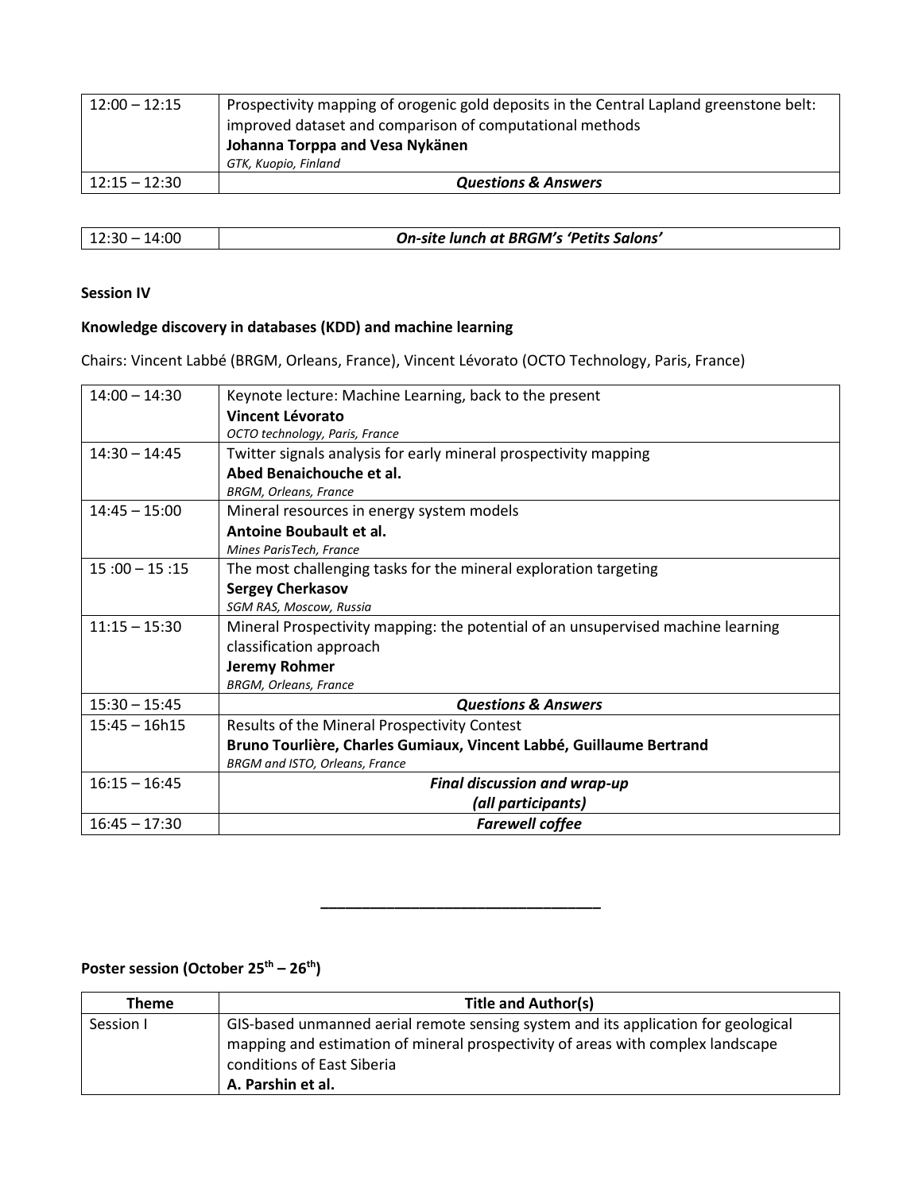| | |
|---|---|
| 12:00 – 12:15 | Prospectivity mapping of orogenic gold deposits in the Central Lapland greenstone belt: improved dataset and comparison of computational methods<br>**Johanna Torppa and Vesa Nykänen**<br>*GTK, Kuopio, Finland* |
| 12:15 – 12:30 | ***Questions & Answers*** |

| | |
|---|---|
| 12:30 – 14:00 | ***On-site lunch at BRGM's 'Petits Salons'*** |

**Session IV**

**Knowledge discovery in databases (KDD) and machine learning**

Chairs: Vincent Labbé (BRGM, Orleans, France), Vincent Lévorato (OCTO Technology, Paris, France)

| | |
|---|---|
| 14:00 – 14:30 | Keynote lecture: Machine Learning, back to the present<br>**Vincent Lévorato**<br>*OCTO technology, Paris, France* |
| 14:30 – 14:45 | Twitter signals analysis for early mineral prospectivity mapping<br>**Abed Benaichouche et al.**<br>*BRGM, Orleans, France* |
| 14:45 – 15:00 | Mineral resources in energy system models<br>**Antoine Boubault et al.**<br>*Mines ParisTech, France* |
| 15 :00 – 15 :15 | The most challenging tasks for the mineral exploration targeting<br>**Sergey Cherkasov**<br>*SGM RAS, Moscow, Russia* |
| 11:15 – 15:30 | Mineral Prospectivity mapping: the potential of an unsupervised machine learning classification approach<br>**Jeremy Rohmer**<br>*BRGM, Orleans, France* |
| 15:30 – 15:45 | ***Questions & Answers*** |
| 15:45 – 16h15 | Results of the Mineral Prospectivity Contest<br>**Bruno Tourlière, Charles Gumiaux, Vincent Labbé, Guillaume Bertrand**<br>*BRGM and ISTO, Orleans, France* |
| 16:15 – 16:45 | ***Final discussion and wrap-up (all participants)*** |
| 16:45 – 17:30 | ***Farewell coffee*** |

---

**Poster session (October 25th – 26th)**

| Theme | Title and Author(s) |
|---|---|
| Session I | GIS-based unmanned aerial remote sensing system and its application for geological mapping and estimation of mineral prospectivity of areas with complex landscape conditions of East Siberia<br>**A. Parshin et al.** |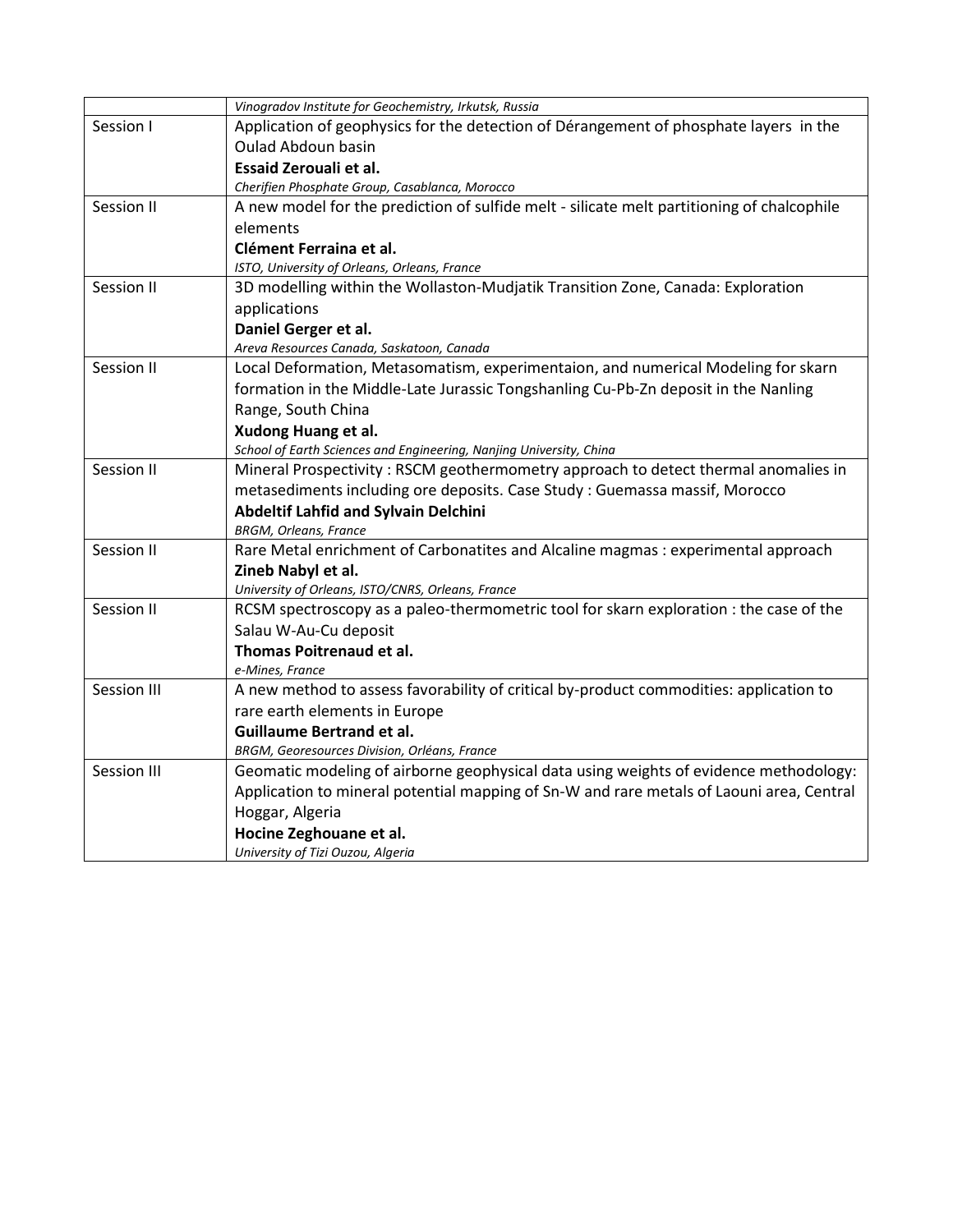| | |
|---|---|
| | *Vinogradov Institute for Geochemistry, Irkutsk, Russia* |
| Session I | Application of geophysics for the detection of Dérangement of phosphate layers in the Oulad Abdoun basin<br>**Essaid Zerouali et al.**<br>*Cherifien Phosphate Group, Casablanca, Morocco* |
| Session II | A new model for the prediction of sulfide melt - silicate melt partitioning of chalcophile elements<br>**Clément Ferraina et al.**<br>*ISTO, University of Orleans, Orleans, France* |
| Session II | 3D modelling within the Wollaston-Mudjatik Transition Zone, Canada: Exploration applications<br>**Daniel Gerger et al.**<br>*Areva Resources Canada, Saskatoon, Canada* |
| Session II | Local Deformation, Metasomatism, experimentaion, and numerical Modeling for skarn formation in the Middle-Late Jurassic Tongshanling Cu-Pb-Zn deposit in the Nanling Range, South China<br>**Xudong Huang et al.**<br>*School of Earth Sciences and Engineering, Nanjing University, China* |
| Session II | Mineral Prospectivity : RSCM geothermometry approach to detect thermal anomalies in metasediments including ore deposits. Case Study : Guemassa massif, Morocco<br>**Abdeltif Lahfid and Sylvain Delchini**<br>*BRGM, Orleans, France* |
| Session II | Rare Metal enrichment of Carbonatites and Alcaline magmas : experimental approach<br>**Zineb Nabyl et al.**<br>*University of Orleans, ISTO/CNRS, Orleans, France* |
| Session II | RCSM spectroscopy as a paleo-thermometric tool for skarn exploration : the case of the Salau W-Au-Cu deposit<br>**Thomas Poitrenaud et al.**<br>*e-Mines, France* |
| Session III | A new method to assess favorability of critical by-product commodities: application to rare earth elements in Europe<br>**Guillaume Bertrand et al.**<br>*BRGM, Georesources Division, Orléans, France* |
| Session III | Geomatic modeling of airborne geophysical data using weights of evidence methodology: Application to mineral potential mapping of Sn-W and rare metals of Laouni area, Central Hoggar, Algeria<br>**Hocine Zeghouane et al.**<br>*University of Tizi Ouzou, Algeria* |